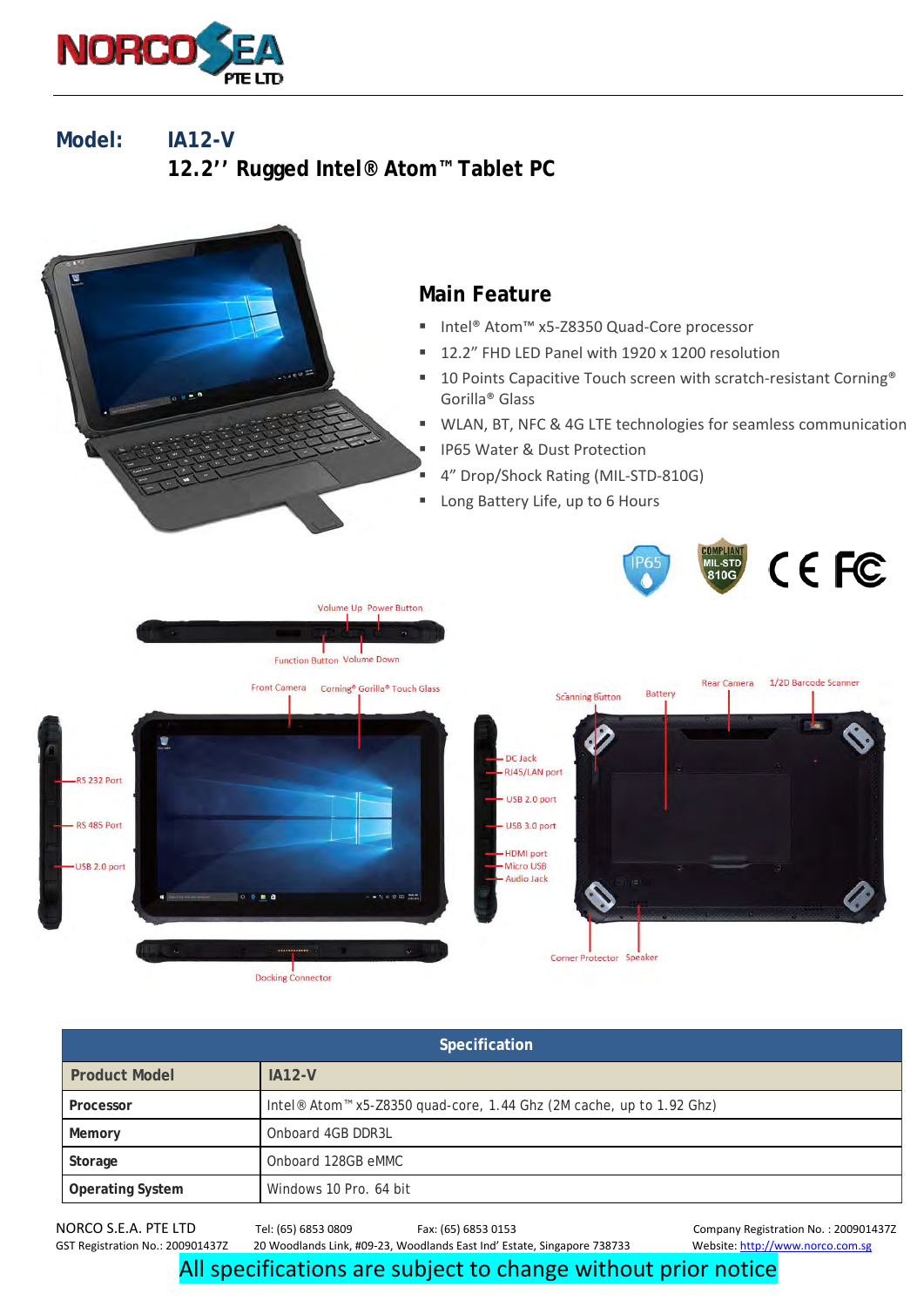NORCO SEA PTE LTD

## Model: IA12-V

## 12.2'' Rugged Intel® Atom™ Tablet PC

### Main Feature

- Intel® Atom™ x5-Z8350 Quad-Core processor
- 12.2" FHD LED Panel with 1920 x 1200 resolution
- 10 Points Capacitive Touch screen with scratch-resistant Corning® Gorilla® Glass
- WLAN, BT, NFC & 4G LTE technologies for seamless communication
- IP65 Water & Dust Protection
- 4" Drop/Shock Rating (MIL-STD-810G)
- Long Battery Life, up to 6 Hours

Volume Up, Power Button, Function Button, Volume Down

Front Camera, Corning® Gorilla® Touch Glass

RS 232 Port, RS 485 Port, USB 2.0 port

Docking Connector

DC Jack, RJ45/LAN port, USB 2.0 port, USB 3.0 port, HDMI port, Micro USB, Audio Jack

Scanning Button, Battery, Rear Camera, 1/2D Barcode Scanner

Corner Protector, Speaker

| Specification | |
|---|---|
| **Product Model** | **IA12-V** |
| **Processor** | Intel® Atom™ x5-Z8350 quad-core, 1.44 Ghz (2M cache, up to 1.92 Ghz) |
| **Memory** | Onboard 4GB DDR3L |
| **Storage** | Onboard 128GB eMMC |
| **Operating System** | Windows 10 Pro. 64 bit |

NORCO S.E.A. PTE LTD Tel: (65) 6853 0809 Fax: (65) 6853 0153 Company Registration No. : 200901437Z
GST Registration No.: 200901437Z 20 Woodlands Link, #09-23, Woodlands East Ind' Estate, Singapore 738733 Website: http://www.norco.com.sg

All specifications are subject to change without prior notice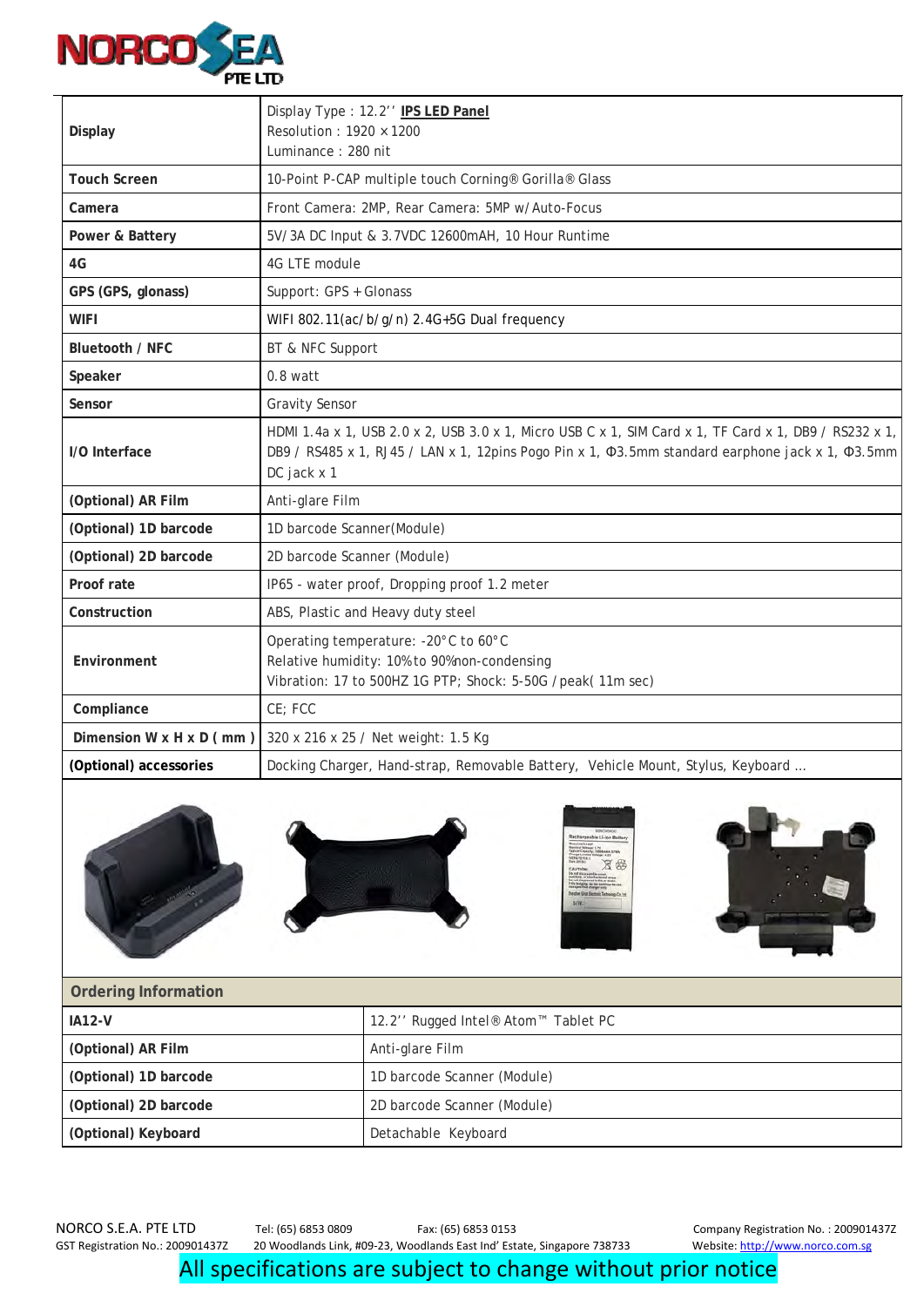| | |
|---|---|
| **Display** | Display Type : 12.2'' **IPS LED Panel**<br>Resolution : 1920 × 1200<br>Luminance : 280 nit |
| **Touch Screen** | 10-Point P-CAP multiple touch Corning® Gorilla® Glass |
| **Camera** | Front Camera: 2MP, Rear Camera: 5MP w/ Auto-Focus |
| **Power & Battery** | 5V/ 3A DC Input & 3.7VDC 12600mAH, 10 Hour Runtime |
| **4G** | 4G LTE module |
| **GPS (GPS, glonass)** | Support: GPS + Glonass |
| **WIFI** | WIFI 802.11(ac/ b/ g/ n) 2.4G+5G Dual frequency |
| **Bluetooth / NFC** | BT & NFC Support |
| **Speaker** | 0.8 watt |
| **Sensor** | Gravity Sensor |
| **I/O Interface** | HDMI 1.4a x 1, USB 2.0 x 2, USB 3.0 x 1, Micro USB C x 1, SIM Card x 1, TF Card x 1, DB9 / RS232 x 1, DB9 / RS485 x 1, RJ45 / LAN x 1, 12pins Pogo Pin x 1, Φ3.5mm standard earphone jack x 1, Φ3.5mm DC jack x 1 |
| **(Optional) AR Film** | Anti-glare Film |
| **(Optional) 1D barcode** | 1D barcode Scanner(Module) |
| **(Optional) 2D barcode** | 2D barcode Scanner (Module) |
| **Proof rate** | IP65 - water proof, Dropping proof 1.2 meter |
| **Construction** | ABS, Plastic and Heavy duty steel |
| **Environment** | Operating temperature: -20°C to 60°C<br>Relative humidity: 10% to 90% non-condensing<br>Vibration: 17 to 500HZ 1G PTP; Shock: 5-50G / peak( 11m sec) |
| **Compliance** | CE; FCC |
| **Dimension W x H x D ( mm )** | 320 x 216 x 25 / Net weight: 1.5 Kg |
| **(Optional) accessories** | Docking Charger, Hand-strap, Removable Battery, Vehicle Mount, Stylus, Keyboard ... |

## Ordering Information

| | |
|---|---|
| **IA12-V** | 12.2'' Rugged Intel® Atom™ Tablet PC |
| **(Optional) AR Film** | Anti-glare Film |
| **(Optional) 1D barcode** | 1D barcode Scanner (Module) |
| **(Optional) 2D barcode** | 2D barcode Scanner (Module) |
| **(Optional) Keyboard** | Detachable Keyboard |

NORCO S.E.A. PTE LTD Tel: (65) 6853 0809 Fax: (65) 6853 0153 Company Registration No. : 200901437Z
GST Registration No.: 200901437Z 20 Woodlands Link, #09-23, Woodlands East Ind' Estate, Singapore 738733 Website: http://www.norco.com.sg

All specifications are subject to change without prior notice